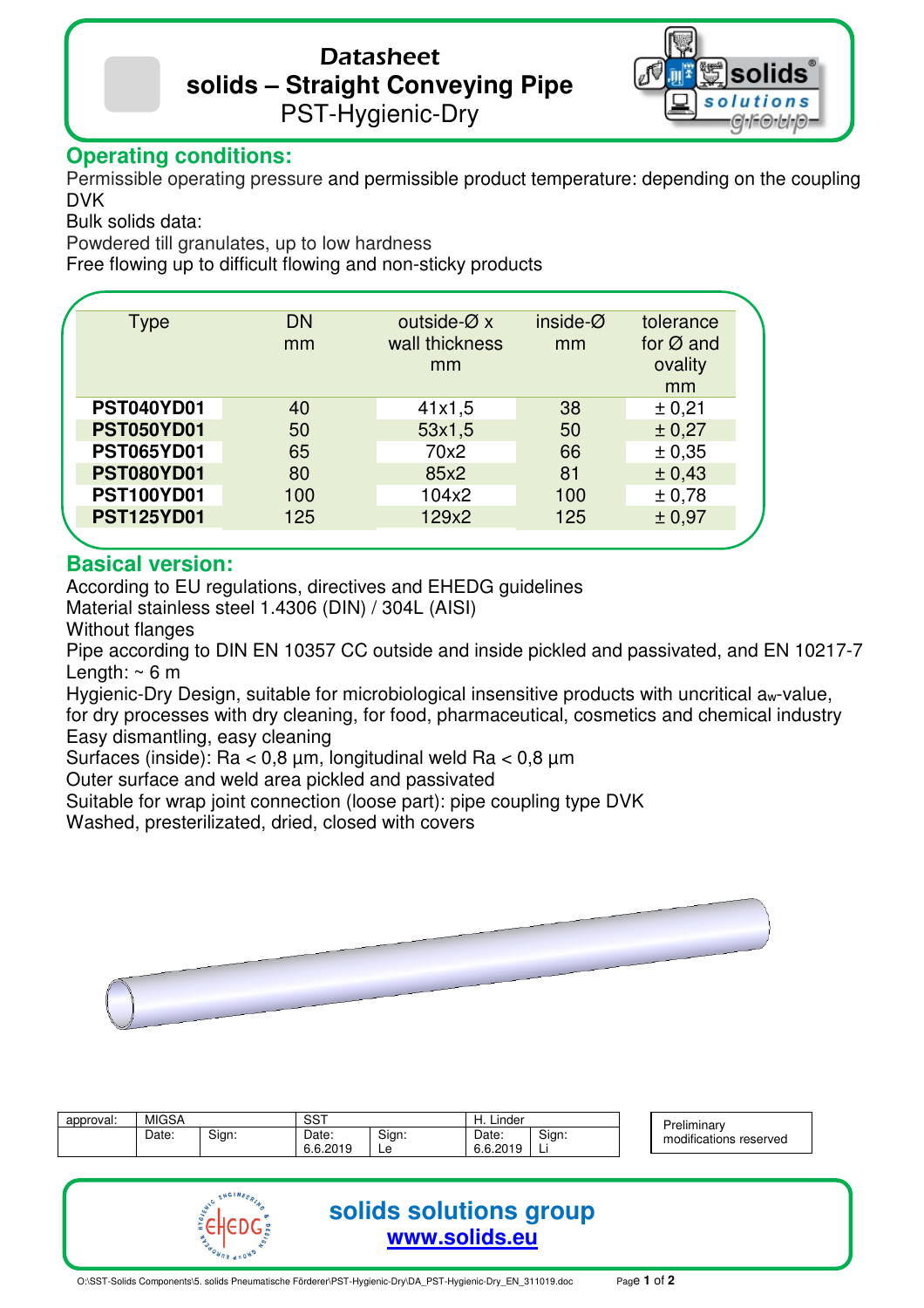# Datasheet

# solids – Straight Conveying Pipe

PST-Hygienic-Dry

## Operating conditions:

Permissible operating pressure and permissible product temperature: depending on the coupling DVK

Bulk solids data:

Powdered till granulates, up to low hardness

Free flowing up to difficult flowing and non-sticky products

| Type | DN mm | outside-Ø x wall thickness mm | inside-Ø mm | tolerance for Ø and ovality mm |
|---|---|---|---|---|
| **PST040YD01** | 40 | 41x1,5 | 38 | ± 0,21 |
| **PST050YD01** | 50 | 53x1,5 | 50 | ± 0,27 |
| **PST065YD01** | 65 | 70x2 | 66 | ± 0,35 |
| **PST080YD01** | 80 | 85x2 | 81 | ± 0,43 |
| **PST100YD01** | 100 | 104x2 | 100 | ± 0,78 |
| **PST125YD01** | 125 | 129x2 | 125 | ± 0,97 |

## Basical version:

According to EU regulations, directives and EHEDG guidelines

Material stainless steel 1.4306 (DIN) / 304L (AISI)

Without flanges

Pipe according to DIN EN 10357 CC outside and inside pickled and passivated, and EN 10217-7

Length: ~ 6 m

Hygienic-Dry Design, suitable for microbiological insensitive products with uncritical $a_w$-value, for dry processes with dry cleaning, for food, pharmaceutical, cosmetics and chemical industry

Easy dismantling, easy cleaning

Surfaces (inside): Ra < 0,8 µm, longitudinal weld Ra < 0,8 µm

Outer surface and weld area pickled and passivated

Suitable for wrap joint connection (loose part): pipe coupling type DVK

Washed, presterilizated, dried, closed with covers

| approval: | MIGSA | | SST | | H. Linder | |
|---|---|---|---|---|---|---|
| | Date: | Sign: | Date: 6.6.2019 | Sign: Le | Date: 6.6.2019 | Sign: Li |

Preliminary
modifications reserved

**solids solutions group**
**www.solids.eu**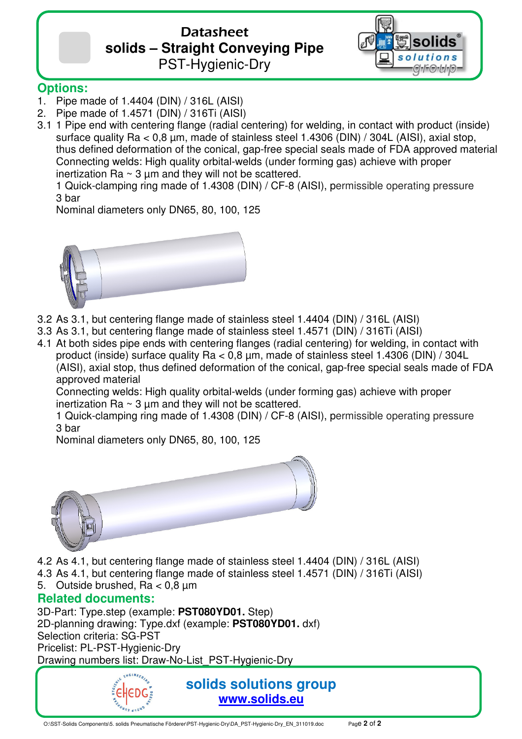# Datasheet

## solids – Straight Conveying Pipe

PST-Hygienic-Dry

## Options:

1. Pipe made of 1.4404 (DIN) / 316L (AISI)
2. Pipe made of 1.4571 (DIN) / 316Ti (AISI)

3.1 1 Pipe end with centering flange (radial centering) for welding, in contact with product (inside) surface quality Ra < 0,8 µm, made of stainless steel 1.4306 (DIN) / 304L (AISI), axial stop, thus defined deformation of the conical, gap-free special seals made of FDA approved material
Connecting welds: High quality orbital-welds (under forming gas) achieve with proper inertization Ra ~ 3 µm and they will not be scattered.
1 Quick-clamping ring made of 1.4308 (DIN) / CF-8 (AISI), permissible operating pressure 3 bar
Nominal diameters only DN65, 80, 100, 125

3.2 As 3.1, but centering flange made of stainless steel 1.4404 (DIN) / 316L (AISI)
3.3 As 3.1, but centering flange made of stainless steel 1.4571 (DIN) / 316Ti (AISI)

4.1 At both sides pipe ends with centering flanges (radial centering) for welding, in contact with product (inside) surface quality Ra < 0,8 µm, made of stainless steel 1.4306 (DIN) / 304L (AISI), axial stop, thus defined deformation of the conical, gap-free special seals made of FDA approved material
Connecting welds: High quality orbital-welds (under forming gas) achieve with proper inertization Ra ~ 3 µm and they will not be scattered.
1 Quick-clamping ring made of 1.4308 (DIN) / CF-8 (AISI), permissible operating pressure 3 bar
Nominal diameters only DN65, 80, 100, 125

4.2 As 4.1, but centering flange made of stainless steel 1.4404 (DIN) / 316L (AISI)
4.3 As 4.1, but centering flange made of stainless steel 1.4571 (DIN) / 316Ti (AISI)
5. Outside brushed, Ra < 0,8 µm

## Related documents:

3D-Part: Type.step (example: **PST080YD01.** Step)
2D-planning drawing: Type.dxf (example: **PST080YD01.** dxf)
Selection criteria: SG-PST
Pricelist: PL-PST-Hygienic-Dry
Drawing numbers list: Draw-No-List_PST-Hygienic-Dry

**solids solutions group**
www.solids.eu